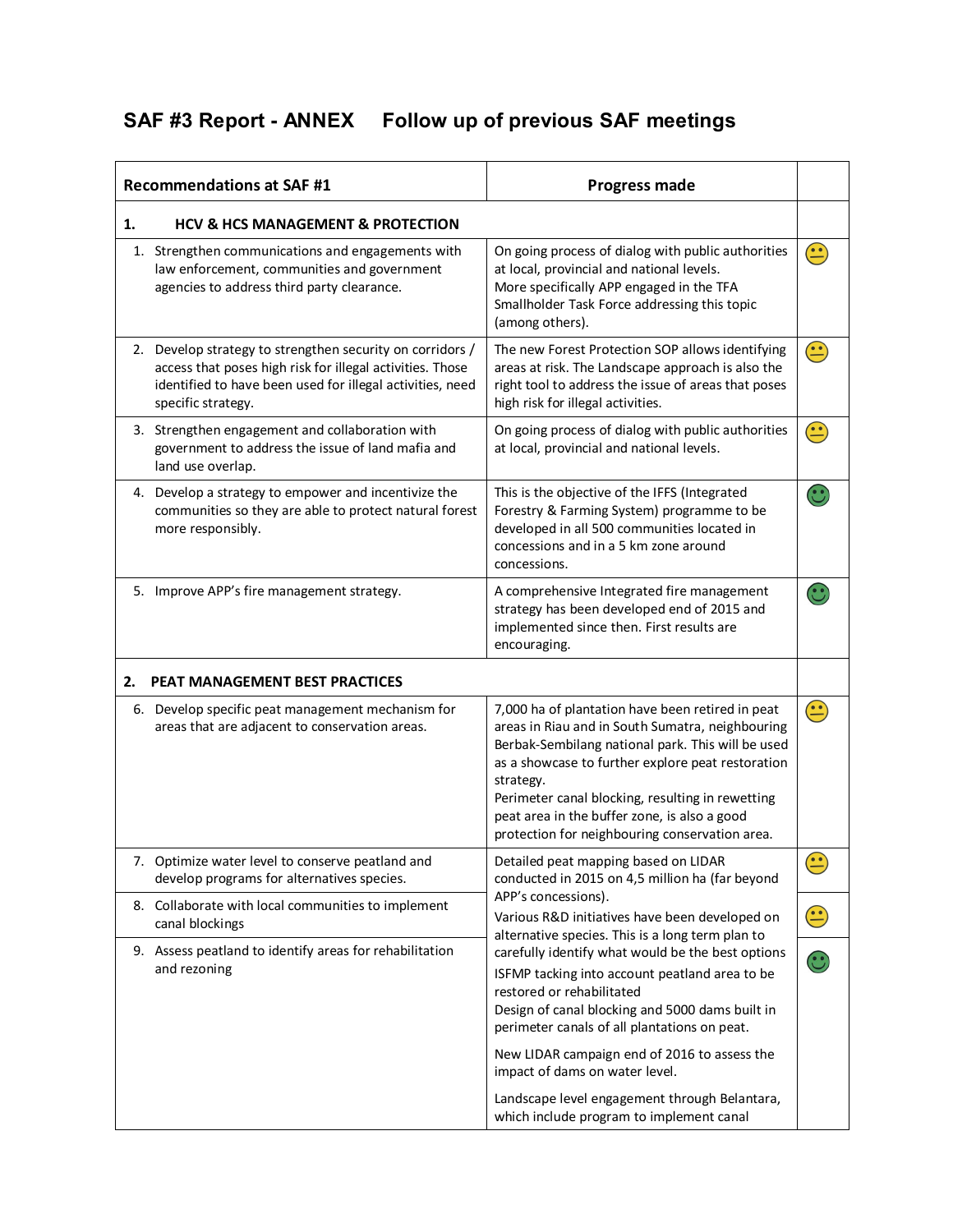## SAF #3 Report - ANNEX Follow up of previous SAF meetings

| Recommendations at SAF #1 | Progress made | |
|---|---|---|
| **1. HCV & HCS MANAGEMENT & PROTECTION** | | |
| 1. Strengthen communications and engagements with law enforcement, communities and government agencies to address third party clearance. | On going process of dialog with public authorities at local, provincial and national levels. More specifically APP engaged in the TFA Smallholder Task Force addressing this topic (among others). | 😐 |
| 2. Develop strategy to strengthen security on corridors / access that poses high risk for illegal activities. Those identified to have been used for illegal activities, need specific strategy. | The new Forest Protection SOP allows identifying areas at risk. The Landscape approach is also the right tool to address the issue of areas that poses high risk for illegal activities. | 😐 |
| 3. Strengthen engagement and collaboration with government to address the issue of land mafia and land use overlap. | On going process of dialog with public authorities at local, provincial and national levels. | 😐 |
| 4. Develop a strategy to empower and incentivize the communities so they are able to protect natural forest more responsibly. | This is the objective of the IFFS (Integrated Forestry & Farming System) programme to be developed in all 500 communities located in concessions and in a 5 km zone around concessions. | 🙂 |
| 5. Improve APP's fire management strategy. | A comprehensive Integrated fire management strategy has been developed end of 2015 and implemented since then. First results are encouraging. | 🙂 |
| **2. PEAT MANAGEMENT BEST PRACTICES** | | |
| 6. Develop specific peat management mechanism for areas that are adjacent to conservation areas. | 7,000 ha of plantation have been retired in peat areas in Riau and in South Sumatra, neighbouring Berbak-Sembilang national park. This will be used as a showcase to further explore peat restoration strategy. Perimeter canal blocking, resulting in rewetting peat area in the buffer zone, is also a good protection for neighbouring conservation area. | 😐 |
| 7. Optimize water level to conserve peatland and develop programs for alternatives species. | Detailed peat mapping based on LIDAR conducted in 2015 on 4,5 million ha (far beyond APP's concessions). Various R&D initiatives have been developed on alternative species. This is a long term plan to carefully identify what would be the best options ISFMP tacking into account peatland area to be restored or rehabilitated Design of canal blocking and 5000 dams built in perimeter canals of all plantations on peat. New LIDAR campaign end of 2016 to assess the impact of dams on water level. Landscape level engagement through Belantara, which include program to implement canal | 😐 |
| 8. Collaborate with local communities to implement canal blockings | | 😐 |
| 9. Assess peatland to identify areas for rehabilitation and rezoning | | 🙂 |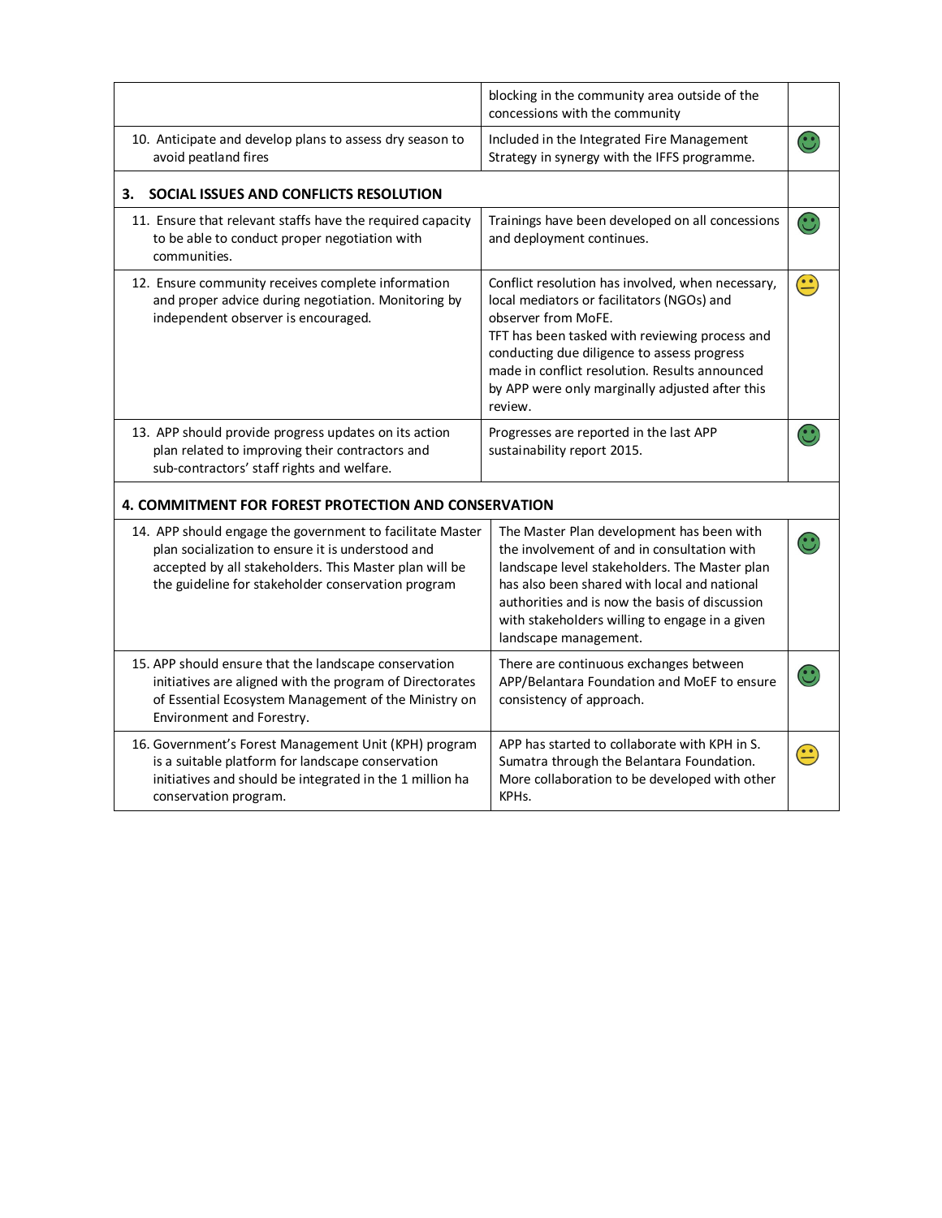| | | |
|---|---|---|
| | blocking in the community area outside of the concessions with the community | |
| 10. Anticipate and develop plans to assess dry season to avoid peatland fires | Included in the Integrated Fire Management Strategy in synergy with the IFFS programme. | 🙂 |
| **3. SOCIAL ISSUES AND CONFLICTS RESOLUTION** | | |
| 11. Ensure that relevant staffs have the required capacity to be able to conduct proper negotiation with communities. | Trainings have been developed on all concessions and deployment continues. | 🙂 |
| 12. Ensure community receives complete information and proper advice during negotiation. Monitoring by independent observer is encouraged. | Conflict resolution has involved, when necessary, local mediators or facilitators (NGOs) and observer from MoFE. TFT has been tasked with reviewing process and conducting due diligence to assess progress made in conflict resolution. Results announced by APP were only marginally adjusted after this review. | 😐 |
| 13. APP should provide progress updates on its action plan related to improving their contractors and sub-contractors' staff rights and welfare. | Progresses are reported in the last APP sustainability report 2015. | 🙂 |
| **4. COMMITMENT FOR FOREST PROTECTION AND CONSERVATION** | | |
| 14. APP should engage the government to facilitate Master plan socialization to ensure it is understood and accepted by all stakeholders. This Master plan will be the guideline for stakeholder conservation program | The Master Plan development has been with the involvement of and in consultation with landscape level stakeholders. The Master plan has also been shared with local and national authorities and is now the basis of discussion with stakeholders willing to engage in a given landscape management. | 🙂 |
| 15. APP should ensure that the landscape conservation initiatives are aligned with the program of Directorates of Essential Ecosystem Management of the Ministry on Environment and Forestry. | There are continuous exchanges between APP/Belantara Foundation and MoEF to ensure consistency of approach. | 🙂 |
| 16. Government's Forest Management Unit (KPH) program is a suitable platform for landscape conservation initiatives and should be integrated in the 1 million ha conservation program. | APP has started to collaborate with KPH in S. Sumatra through the Belantara Foundation. More collaboration to be developed with other KPHs. | 😐 |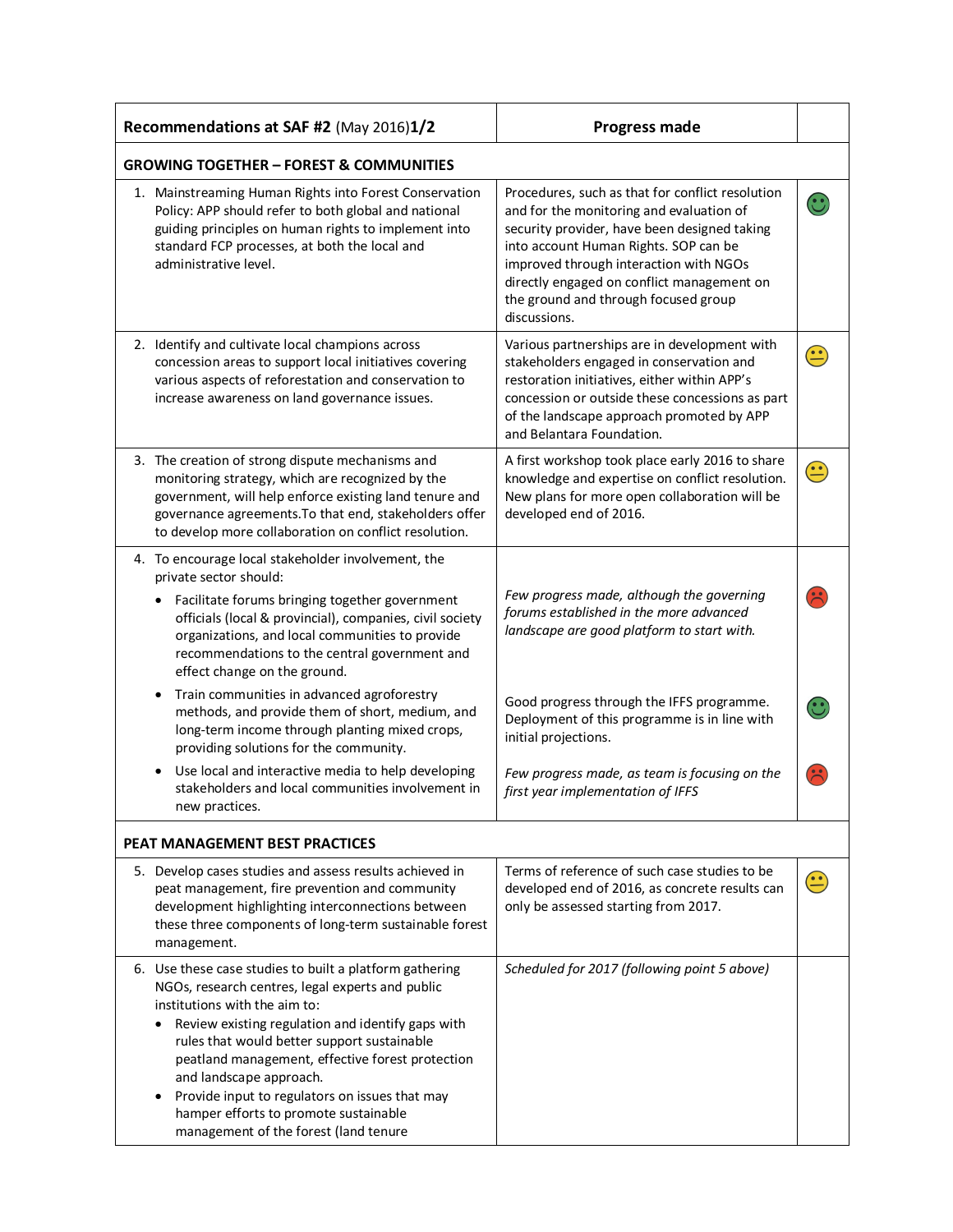| **Recommendations at SAF #2** (May 2016)**1/2** | **Progress made** | |
|---|---|---|
| **GROWING TOGETHER – FOREST & COMMUNITIES** | | |
| 1. Mainstreaming Human Rights into Forest Conservation Policy: APP should refer to both global and national guiding principles on human rights to implement into standard FCP processes, at both the local and administrative level. | Procedures, such as that for conflict resolution and for the monitoring and evaluation of security provider, have been designed taking into account Human Rights. SOP can be improved through interaction with NGOs directly engaged on conflict management on the ground and through focused group discussions. | 🙂 (green) |
| 2. Identify and cultivate local champions across concession areas to support local initiatives covering various aspects of reforestation and conservation to increase awareness on land governance issues. | Various partnerships are in development with stakeholders engaged in conservation and restoration initiatives, either within APP's concession or outside these concessions as part of the landscape approach promoted by APP and Belantara Foundation. | 😐 (yellow) |
| 3. The creation of strong dispute mechanisms and monitoring strategy, which are recognized by the government, will help enforce existing land tenure and governance agreements.To that end, stakeholders offer to develop more collaboration on conflict resolution. | A first workshop took place early 2016 to share knowledge and expertise on conflict resolution. New plans for more open collaboration will be developed end of 2016. | 😐 (yellow) |
| 4. To encourage local stakeholder involvement, the private sector should: | | |
| • Facilitate forums bringing together government officials (local & provincial), companies, civil society organizations, and local communities to provide recommendations to the central government and effect change on the ground. | *Few progress made, although the governing forums established in the more advanced landscape are good platform to start with.* | ☹️ (red) |
| • Train communities in advanced agroforestry methods, and provide them of short, medium, and long-term income through planting mixed crops, providing solutions for the community. | Good progress through the IFFS programme. Deployment of this programme is in line with initial projections. | 🙂 (green) |
| • Use local and interactive media to help developing stakeholders and local communities involvement in new practices. | *Few progress made, as team is focusing on the first year implementation of IFFS* | ☹️ (red) |
| **PEAT MANAGEMENT BEST PRACTICES** | | |
| 5. Develop cases studies and assess results achieved in peat management, fire prevention and community development highlighting interconnections between these three components of long-term sustainable forest management. | Terms of reference of such case studies to be developed end of 2016, as concrete results can only be assessed starting from 2017. | 😐 (yellow) |
| 6. Use these case studies to built a platform gathering NGOs, research centres, legal experts and public institutions with the aim to:<br>• Review existing regulation and identify gaps with rules that would better support sustainable peatland management, effective forest protection and landscape approach.<br>• Provide input to regulators on issues that may hamper efforts to promote sustainable management of the forest (land tenure | *Scheduled for 2017 (following point 5 above)* | |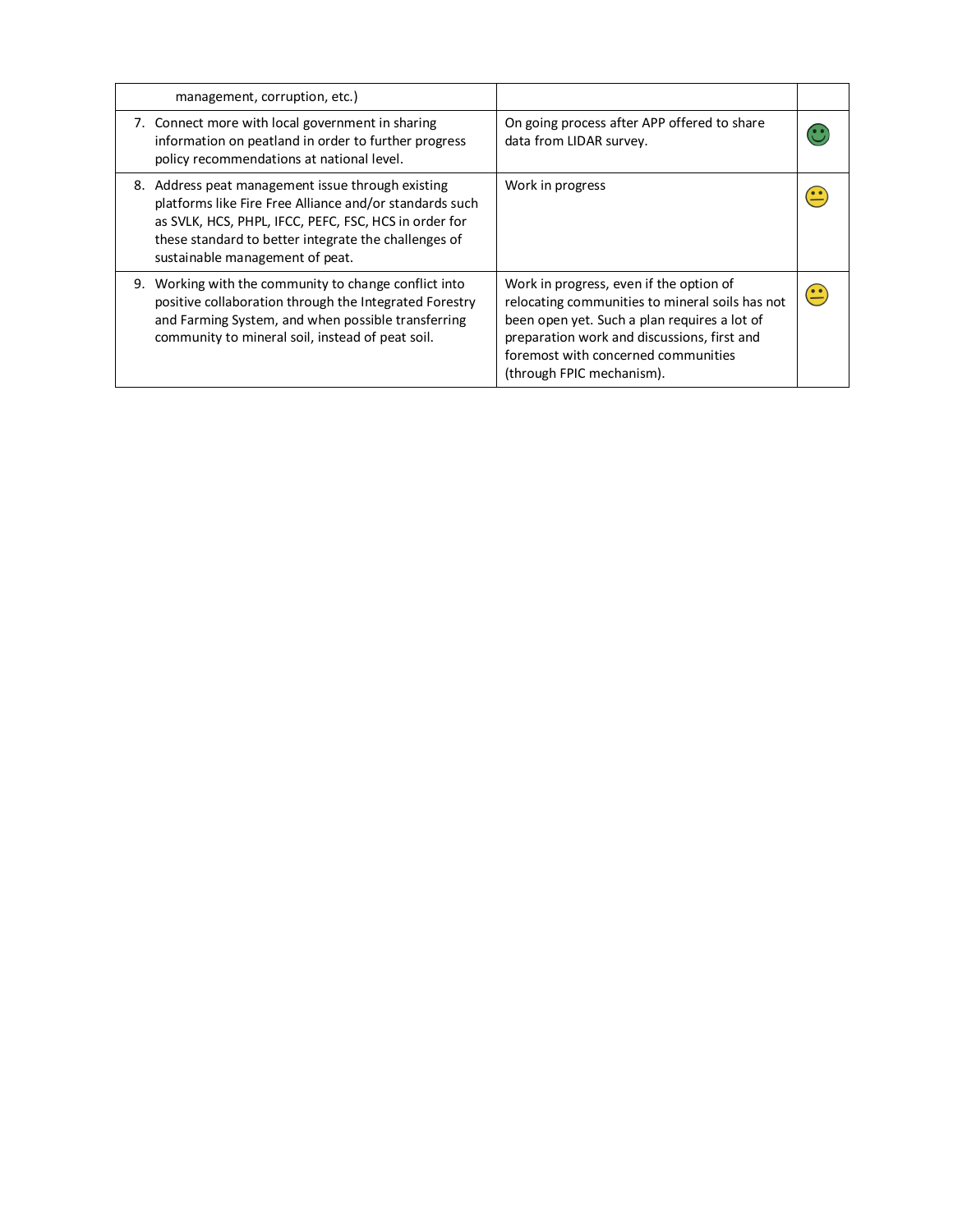| | | |
|---|---|---|
| management, corruption, etc.) | | |
| 7. Connect more with local government in sharing information on peatland in order to further progress policy recommendations at national level. | On going process after APP offered to share data from LIDAR survey. | 🙂 |
| 8. Address peat management issue through existing platforms like Fire Free Alliance and/or standards such as SVLK, HCS, PHPL, IFCC, PEFC, FSC, HCS in order for these standard to better integrate the challenges of sustainable management of peat. | Work in progress | 😐 |
| 9. Working with the community to change conflict into positive collaboration through the Integrated Forestry and Farming System, and when possible transferring community to mineral soil, instead of peat soil. | Work in progress, even if the option of relocating communities to mineral soils has not been open yet. Such a plan requires a lot of preparation work and discussions, first and foremost with concerned communities (through FPIC mechanism). | 😐 |